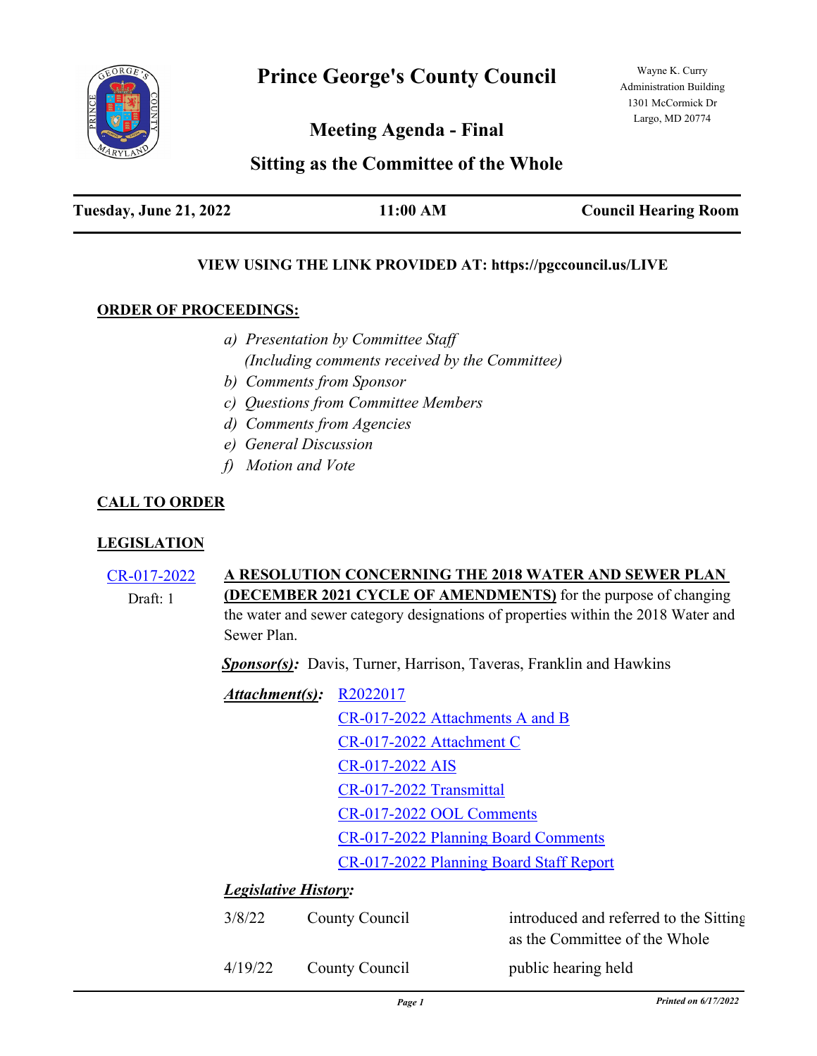# Prince George's County Council

Wayne K. Curry
Administration Building
1301 McCormick Dr
Largo, MD 20774

## Meeting Agenda - Final

## Sitting as the Committee of the Whole

**Tuesday, June 21, 2022** | **11:00 AM** | **Council Hearing Room**

**VIEW USING THE LINK PROVIDED AT: https://pgccouncil.us/LIVE**

**ORDER OF PROCEEDINGS:**

*a) Presentation by Committee Staff*
*(Including comments received by the Committee)*
*b) Comments from Sponsor*
*c) Questions from Committee Members*
*d) Comments from Agencies*
*e) General Discussion*
*f) Motion and Vote*

**CALL TO ORDER**

**LEGISLATION**

CR-017-2022
Draft: 1

**A RESOLUTION CONCERNING THE 2018 WATER AND SEWER PLAN (DECEMBER 2021 CYCLE OF AMENDMENTS)** for the purpose of changing the water and sewer category designations of properties within the 2018 Water and Sewer Plan.

***Sponsor(s):*** Davis, Turner, Harrison, Taveras, Franklin and Hawkins

***Attachment(s):***
R2022017
CR-017-2022 Attachments A and B
CR-017-2022 Attachment C
CR-017-2022 AIS
CR-017-2022 Transmittal
CR-017-2022 OOL Comments
CR-017-2022 Planning Board Comments
CR-017-2022 Planning Board Staff Report

***Legislative History:***

| | | |
|---|---|---|
| 3/8/22 | County Council | introduced and referred to the Sitting as the Committee of the Whole |
| 4/19/22 | County Council | public hearing held |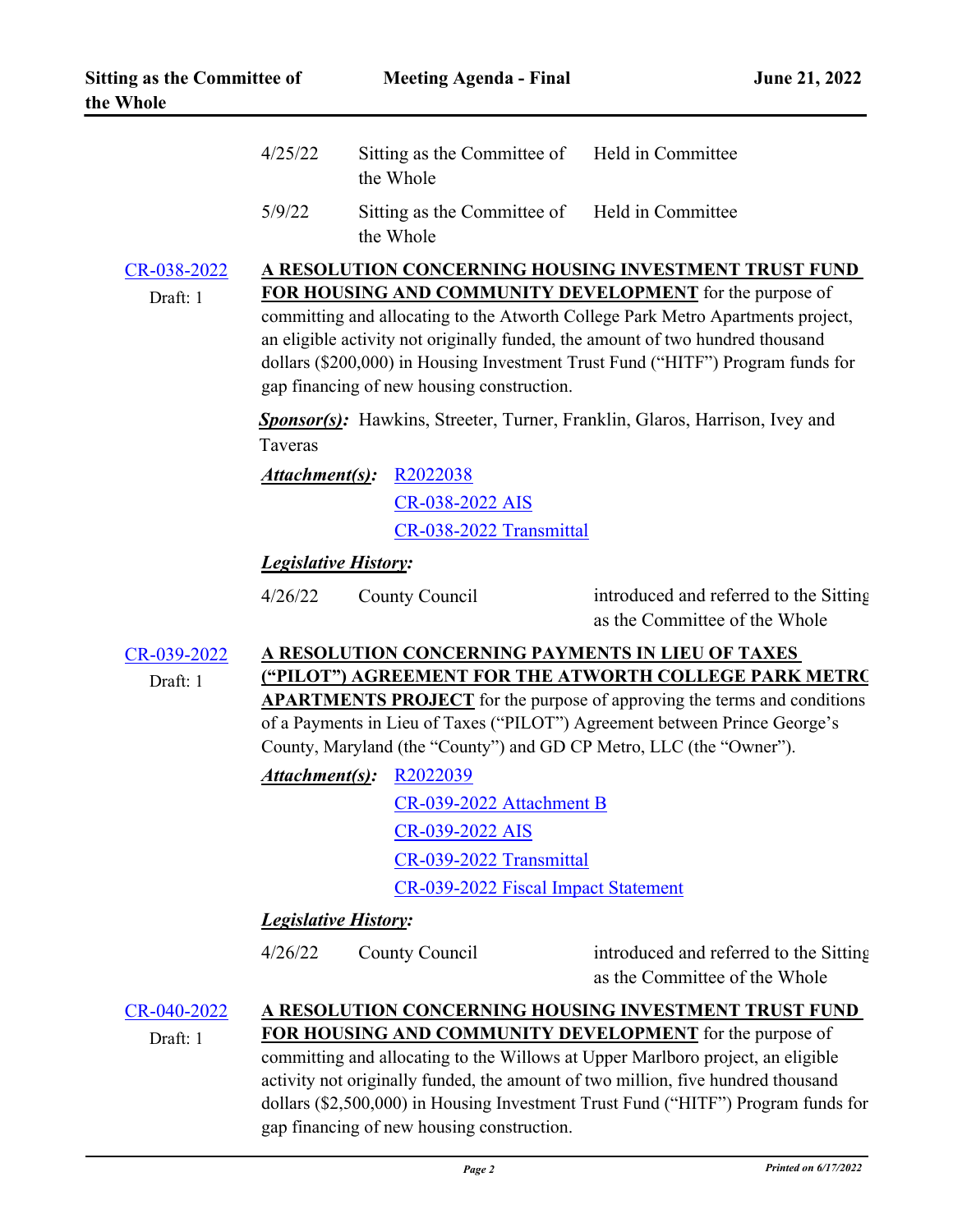| | | |
|---|---|---|
| 4/25/22 | Sitting as the Committee of the Whole | Held in Committee |
| 5/9/22 | Sitting as the Committee of the Whole | Held in Committee |

CR-038-2022

Draft: 1

**A RESOLUTION CONCERNING HOUSING INVESTMENT TRUST FUND FOR HOUSING AND COMMUNITY DEVELOPMENT** for the purpose of committing and allocating to the Atworth College Park Metro Apartments project, an eligible activity not originally funded, the amount of two hundred thousand dollars ($200,000) in Housing Investment Trust Fund ("HITF") Program funds for gap financing of new housing construction.

***Sponsor(s):*** Hawkins, Streeter, Turner, Franklin, Glaros, Harrison, Ivey and Taveras

***Attachment(s):*** R2022038

CR-038-2022 AIS

CR-038-2022 Transmittal

***Legislative History:***

| | | |
|---|---|---|
| 4/26/22 | County Council | introduced and referred to the Sitting as the Committee of the Whole |

CR-039-2022

Draft: 1

**A RESOLUTION CONCERNING PAYMENTS IN LIEU OF TAXES ("PILOT") AGREEMENT FOR THE ATWORTH COLLEGE PARK METRO APARTMENTS PROJECT** for the purpose of approving the terms and conditions of a Payments in Lieu of Taxes ("PILOT") Agreement between Prince George's County, Maryland (the "County") and GD CP Metro, LLC (the "Owner").

***Attachment(s):*** R2022039

CR-039-2022 Attachment B

CR-039-2022 AIS

CR-039-2022 Transmittal

CR-039-2022 Fiscal Impact Statement

***Legislative History:***

| | | |
|---|---|---|
| 4/26/22 | County Council | introduced and referred to the Sitting as the Committee of the Whole |

CR-040-2022

Draft: 1

**A RESOLUTION CONCERNING HOUSING INVESTMENT TRUST FUND FOR HOUSING AND COMMUNITY DEVELOPMENT** for the purpose of committing and allocating to the Willows at Upper Marlboro project, an eligible activity not originally funded, the amount of two million, five hundred thousand dollars ($2,500,000) in Housing Investment Trust Fund ("HITF") Program funds for gap financing of new housing construction.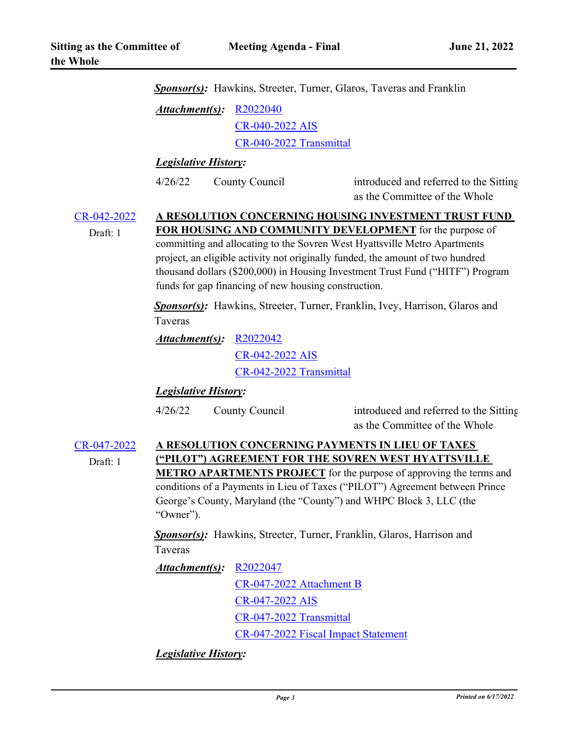***Sponsor(s):*** Hawkins, Streeter, Turner, Glaros, Taveras and Franklin

***Attachment(s):*** R2022040

CR-040-2022 AIS

CR-040-2022 Transmittal

***Legislative History:***

| 4/26/22 | County Council | introduced and referred to the Sitting as the Committee of the Whole |
|---|---|---|

CR-042-2022

Draft: 1

**A RESOLUTION CONCERNING HOUSING INVESTMENT TRUST FUND FOR HOUSING AND COMMUNITY DEVELOPMENT** for the purpose of committing and allocating to the Sovren West Hyattsville Metro Apartments project, an eligible activity not originally funded, the amount of two hundred thousand dollars ($200,000) in Housing Investment Trust Fund ("HITF") Program funds for gap financing of new housing construction.

***Sponsor(s):*** Hawkins, Streeter, Turner, Franklin, Ivey, Harrison, Glaros and Taveras

***Attachment(s):*** R2022042

CR-042-2022 AIS

CR-042-2022 Transmittal

***Legislative History:***

| 4/26/22 | County Council | introduced and referred to the Sitting as the Committee of the Whole |
|---|---|---|

CR-047-2022

Draft: 1

**A RESOLUTION CONCERNING PAYMENTS IN LIEU OF TAXES ("PILOT") AGREEMENT FOR THE SOVREN WEST HYATTSVILLE METRO APARTMENTS PROJECT** for the purpose of approving the terms and conditions of a Payments in Lieu of Taxes ("PILOT") Agreement between Prince George's County, Maryland (the "County") and WHPC Block 3, LLC (the "Owner").

***Sponsor(s):*** Hawkins, Streeter, Turner, Franklin, Glaros, Harrison and Taveras

***Attachment(s):*** R2022047

CR-047-2022 Attachment B

CR-047-2022 AIS

CR-047-2022 Transmittal

CR-047-2022 Fiscal Impact Statement

***Legislative History:***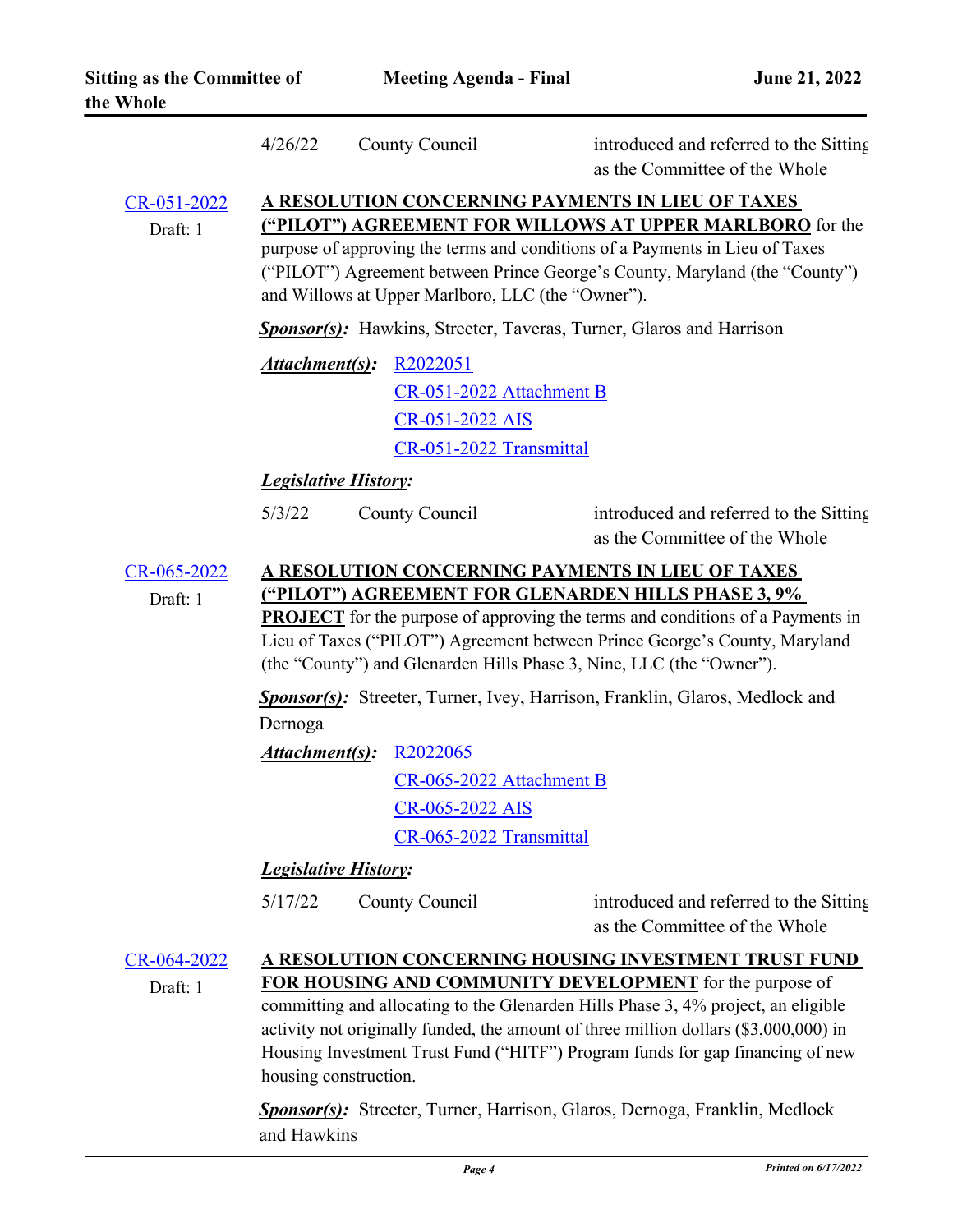| 4/26/22 | County Council | introduced and referred to the Sitting as the Committee of the Whole |
|---|---|---|

[CR-051-2022](#)
Draft: 1

**A RESOLUTION CONCERNING PAYMENTS IN LIEU OF TAXES ("PILOT") AGREEMENT FOR WILLOWS AT UPPER MARLBORO** for the purpose of approving the terms and conditions of a Payments in Lieu of Taxes ("PILOT") Agreement between Prince George's County, Maryland (the "County") and Willows at Upper Marlboro, LLC (the "Owner").

***Sponsor(s):*** Hawkins, Streeter, Taveras, Turner, Glaros and Harrison

***Attachment(s):*** R2022051
CR-051-2022 Attachment B
CR-051-2022 AIS
CR-051-2022 Transmittal

***Legislative History:***

| 5/3/22 | County Council | introduced and referred to the Sitting as the Committee of the Whole |
|---|---|---|

[CR-065-2022](#)
Draft: 1

**A RESOLUTION CONCERNING PAYMENTS IN LIEU OF TAXES ("PILOT") AGREEMENT FOR GLENARDEN HILLS PHASE 3, 9% PROJECT** for the purpose of approving the terms and conditions of a Payments in Lieu of Taxes ("PILOT") Agreement between Prince George's County, Maryland (the "County") and Glenarden Hills Phase 3, Nine, LLC (the "Owner").

***Sponsor(s):*** Streeter, Turner, Ivey, Harrison, Franklin, Glaros, Medlock and Dernoga

***Attachment(s):*** R2022065
CR-065-2022 Attachment B
CR-065-2022 AIS
CR-065-2022 Transmittal

***Legislative History:***

| 5/17/22 | County Council | introduced and referred to the Sitting as the Committee of the Whole |
|---|---|---|

[CR-064-2022](#)
Draft: 1

**A RESOLUTION CONCERNING HOUSING INVESTMENT TRUST FUND FOR HOUSING AND COMMUNITY DEVELOPMENT** for the purpose of committing and allocating to the Glenarden Hills Phase 3, 4% project, an eligible activity not originally funded, the amount of three million dollars ($3,000,000) in Housing Investment Trust Fund ("HITF") Program funds for gap financing of new housing construction.

***Sponsor(s):*** Streeter, Turner, Harrison, Glaros, Dernoga, Franklin, Medlock and Hawkins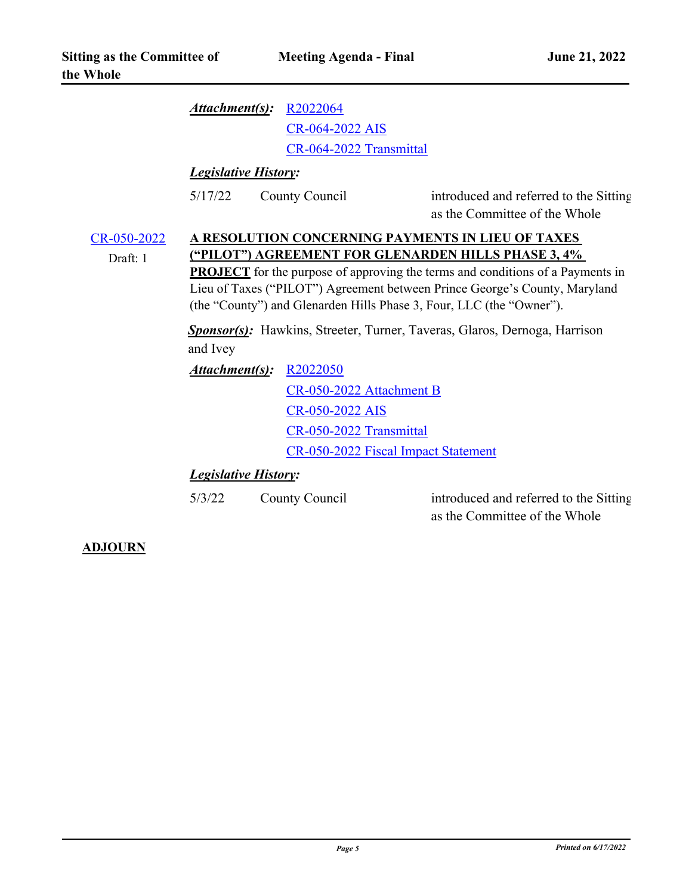***Attachment(s):*** R2022064

CR-064-2022 AIS

CR-064-2022 Transmittal

***Legislative History:***

| | | |
|---|---|---|
| 5/17/22 | County Council | introduced and referred to the Sitting as the Committee of the Whole |

CR-050-2022

Draft: 1

**A RESOLUTION CONCERNING PAYMENTS IN LIEU OF TAXES ("PILOT") AGREEMENT FOR GLENARDEN HILLS PHASE 3, 4% PROJECT** for the purpose of approving the terms and conditions of a Payments in Lieu of Taxes ("PILOT") Agreement between Prince George's County, Maryland (the "County") and Glenarden Hills Phase 3, Four, LLC (the "Owner").

***Sponsor(s):*** Hawkins, Streeter, Turner, Taveras, Glaros, Dernoga, Harrison and Ivey

***Attachment(s):*** R2022050

CR-050-2022 Attachment B

CR-050-2022 AIS

CR-050-2022 Transmittal

CR-050-2022 Fiscal Impact Statement

***Legislative History:***

| | | |
|---|---|---|
| 5/3/22 | County Council | introduced and referred to the Sitting as the Committee of the Whole |

**ADJOURN**